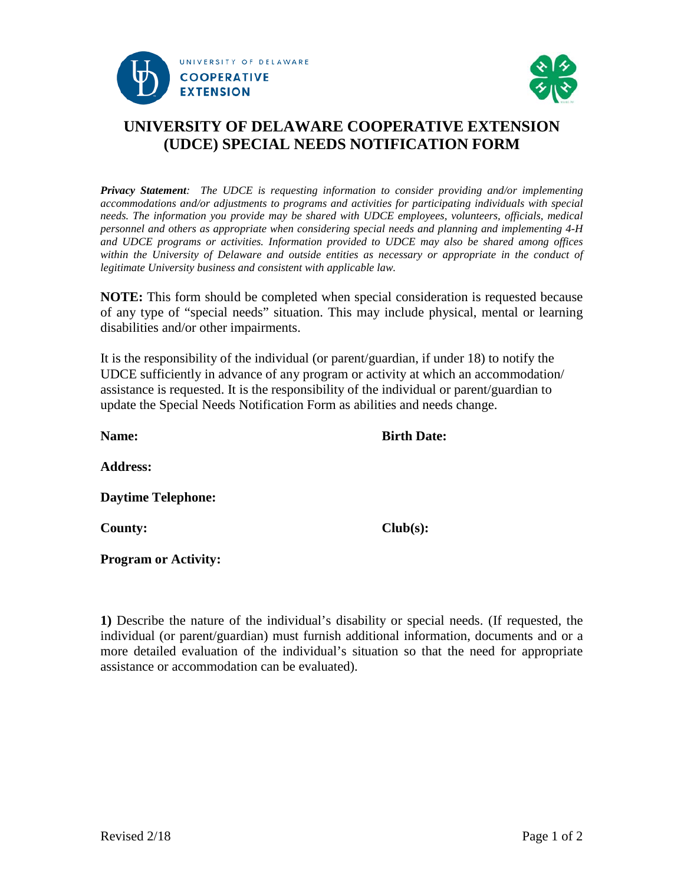# UNIVERSITY OF DELAWARE COOPERATIVE EXTENSION (UDCE) SPECIAL NEEDS NOTIFICATION FORM

***Privacy Statement**: The UDCE is requesting information to consider providing and/or implementing accommodations and/or adjustments to programs and activities for participating individuals with special needs. The information you provide may be shared with UDCE employees, volunteers, officials, medical personnel and others as appropriate when considering special needs and planning and implementing 4-H and UDCE programs or activities. Information provided to UDCE may also be shared among offices within the University of Delaware and outside entities as necessary or appropriate in the conduct of legitimate University business and consistent with applicable law.*

**NOTE:** This form should be completed when special consideration is requested because of any type of "special needs" situation. This may include physical, mental or learning disabilities and/or other impairments.

It is the responsibility of the individual (or parent/guardian, if under 18) to notify the UDCE sufficiently in advance of any program or activity at which an accommodation/ assistance is requested. It is the responsibility of the individual or parent/guardian to update the Special Needs Notification Form as abilities and needs change.

**Name:** **Birth Date:**

**Address:**

**Daytime Telephone:**

**County:** **Club(s):**

**Program or Activity:**

**1)** Describe the nature of the individual's disability or special needs. (If requested, the individual (or parent/guardian) must furnish additional information, documents and or a more detailed evaluation of the individual's situation so that the need for appropriate assistance or accommodation can be evaluated).

Revised 2/18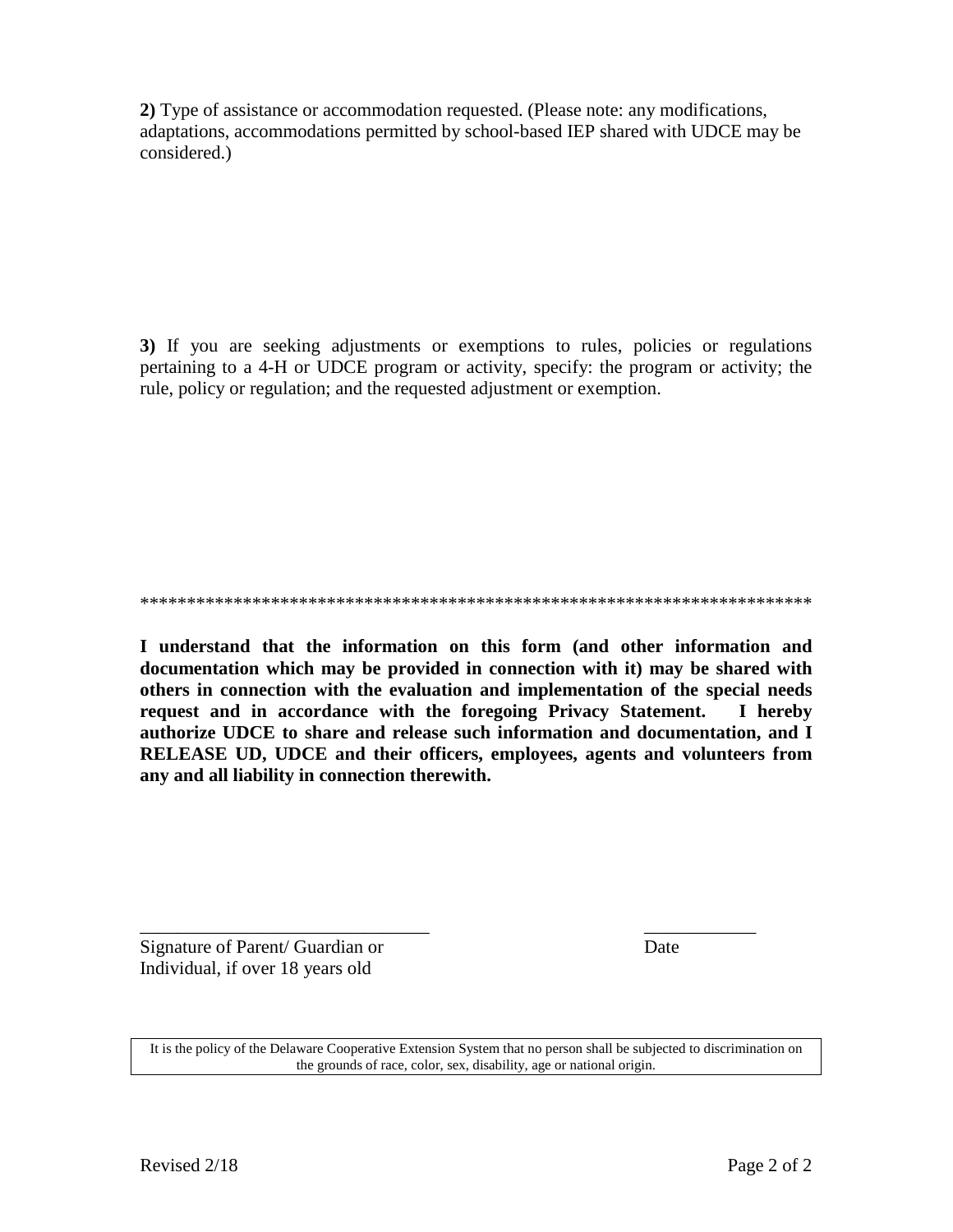**2)** Type of assistance or accommodation requested. (Please note: any modifications, adaptations, accommodations permitted by school-based IEP shared with UDCE may be considered.)

**3)** If you are seeking adjustments or exemptions to rules, policies or regulations pertaining to a 4-H or UDCE program or activity, specify: the program or activity; the rule, policy or regulation; and the requested adjustment or exemption.

****************************************************************************

**I understand that the information on this form (and other information and documentation which may be provided in connection with it) may be shared with others in connection with the evaluation and implementation of the special needs request and in accordance with the foregoing Privacy Statement. I hereby authorize UDCE to share and release such information and documentation, and I RELEASE UD, UDCE and their officers, employees, agents and volunteers from any and all liability in connection therewith.**

_______________________________ ____________

Signature of Parent/ Guardian or Individual, if over 18 years old Date

It is the policy of the Delaware Cooperative Extension System that no person shall be subjected to discrimination on the grounds of race, color, sex, disability, age or national origin.

Revised 2/18